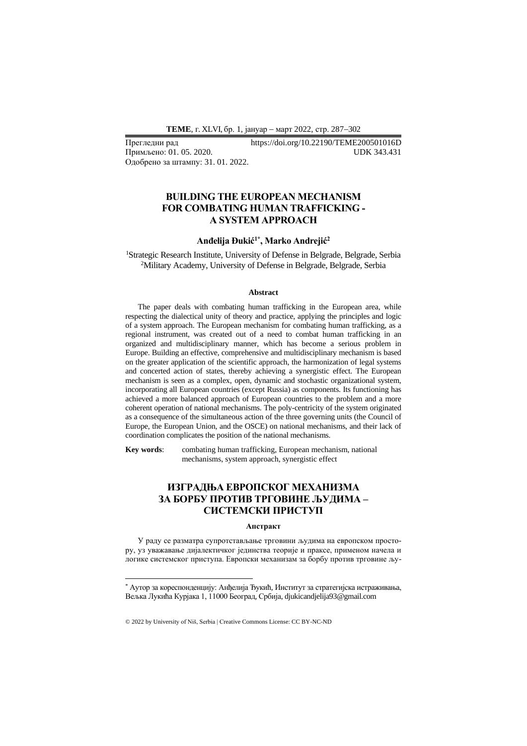Прегледни рад https://doi.org/10.22190/TEME200501016D
Примљено: 01. 05. 2020. UDK 343.431
Одобрено за штампу: 31. 01. 2022.

# BUILDING THE EUROPEAN MECHANISM FOR COMBATING HUMAN TRAFFICKING - A SYSTEM APPROACH

**Anđelija Đukić[1*], Marko Andrejić[2]**

[1]Strategic Research Institute, University of Defense in Belgrade, Belgrade, Serbia
[2]Military Academy, University of Defense in Belgrade, Belgrade, Serbia

### Abstract

The paper deals with combating human trafficking in the European area, while respecting the dialectical unity of theory and practice, applying the principles and logic of a system approach. The European mechanism for combating human trafficking, as a regional instrument, was created out of a need to combat human trafficking in an organized and multidisciplinary manner, which has become a serious problem in Europe. Building an effective, comprehensive and multidisciplinary mechanism is based on the greater application of the scientific approach, the harmonization of legal systems and concerted action of states, thereby achieving a synergistic effect. The European mechanism is seen as a complex, open, dynamic and stochastic organizational system, incorporating all European countries (except Russia) as components. Its functioning has achieved a more balanced approach of European countries to the problem and a more coherent operation of national mechanisms. The poly-centricity of the system originated as a consequence of the simultaneous action of the three governing units (the Council of Europe, the European Union, and the OSCE) on national mechanisms, and their lack of coordination complicates the position of the national mechanisms.

**Key words**: combating human trafficking, European mechanism, national mechanisms, system approach, synergistic effect

# ИЗГРАДЊА ЕВРОПСКОГ МЕХАНИЗМА ЗА БОРБУ ПРОТИВ ТРГОВИНЕ ЉУДИМА – СИСТЕМСКИ ПРИСТУП

### Апстракт

У раду се разматра супротстављање трговини људима на европском простору, уз уважавање дијалектичког јединства теорије и праксе, применом начела и логике системског приступа. Европски механизам за борбу против трговине љу-

---

[*] Аутор за кореспонденцију: Анђелија Ђукић, Институт за стратегијска истраживања, Вељка Лукића Курјака 1, 11000 Београд, Србија, djukicandjelija93@gmail.com

© 2022 by University of Niš, Serbia | Creative Commons License: CC BY-NC-ND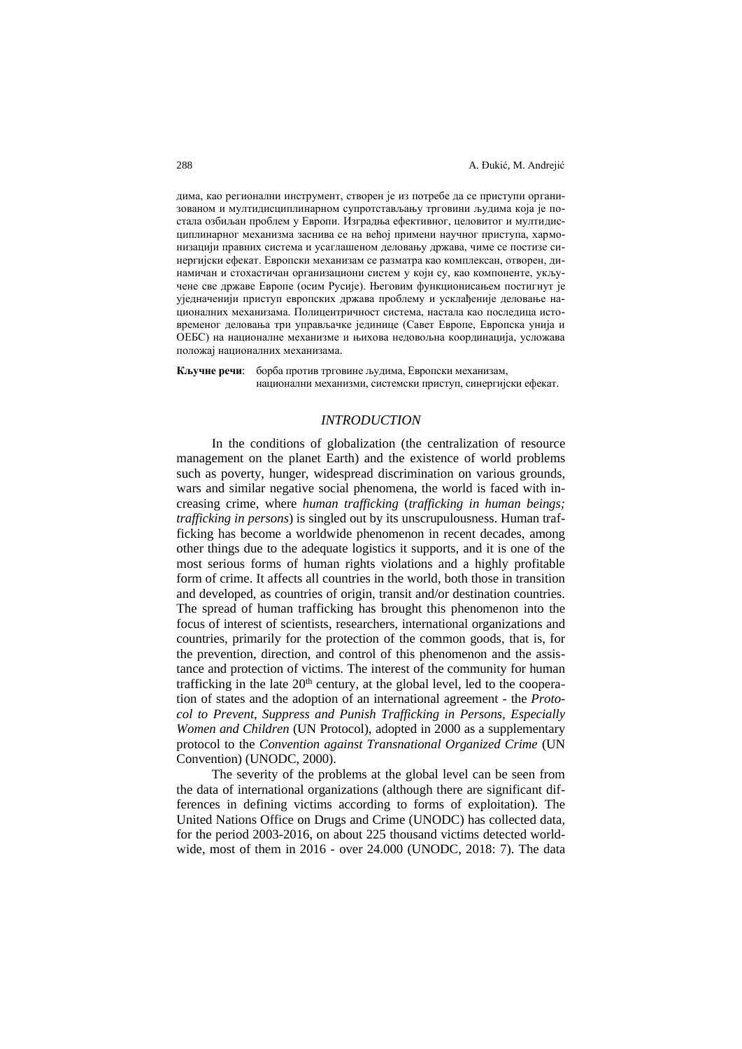дима, као регионални инструмент, створен је из потребе да се приступи организованом и мултидисциплинарном супротстављању трговини људима која је постала озбиљан проблем у Европи. Изградња ефективног, целовитог и мултидисциплинарног механизма заснива се на већој примени научног приступа, хармонизацији правних система и усаглашеном деловању држава, чиме се постизе синергијски ефекат. Европски механизам се разматра као комплексан, отворен, динамичан и стохастичан организациони систем у који су, као компоненте, укључене све државе Европе (осим Русије). Његовим функционисањем постигнут је уједначенији приступ европских држава проблему и усклађеније деловање националних механизама. Полицентричност система, настала као последица истовременог деловања три управљачке јединице (Савет Европе, Европска унија и ОЕБС) на националне механизме и њихова недовољна координација, усложава положај националних механизама.

**Кључне речи**: борба против трговине људима, Европски механизам, национални механизми, системски приступ, синергијски ефекат.

## *INTRODUCTION*

In the conditions of globalization (the centralization of resource management on the planet Earth) and the existence of world problems such as poverty, hunger, widespread discrimination on various grounds, wars and similar negative social phenomena, the world is faced with increasing crime, where *human trafficking* (*trafficking in human beings; trafficking in persons*) is singled out by its unscrupulousness. Human trafficking has become a worldwide phenomenon in recent decades, among other things due to the adequate logistics it supports, and it is one of the most serious forms of human rights violations and a highly profitable form of crime. It affects all countries in the world, both those in transition and developed, as countries of origin, transit and/or destination countries. The spread of human trafficking has brought this phenomenon into the focus of interest of scientists, researchers, international organizations and countries, primarily for the protection of the common goods, that is, for the prevention, direction, and control of this phenomenon and the assistance and protection of victims. The interest of the community for human trafficking in the late 20th century, at the global level, led to the cooperation of states and the adoption of an international agreement - the *Protocol to Prevent, Suppress and Punish Trafficking in Persons, Especially Women and Children* (UN Protocol), adopted in 2000 as a supplementary protocol to the *Convention against Transnational Organized Crime* (UN Convention) (UNODC, 2000).

The severity of the problems at the global level can be seen from the data of international organizations (although there are significant differences in defining victims according to forms of exploitation). The United Nations Office on Drugs and Crime (UNODC) has collected data, for the period 2003-2016, on about 225 thousand victims detected worldwide, most of them in 2016 - over 24.000 (UNODC, 2018: 7). The data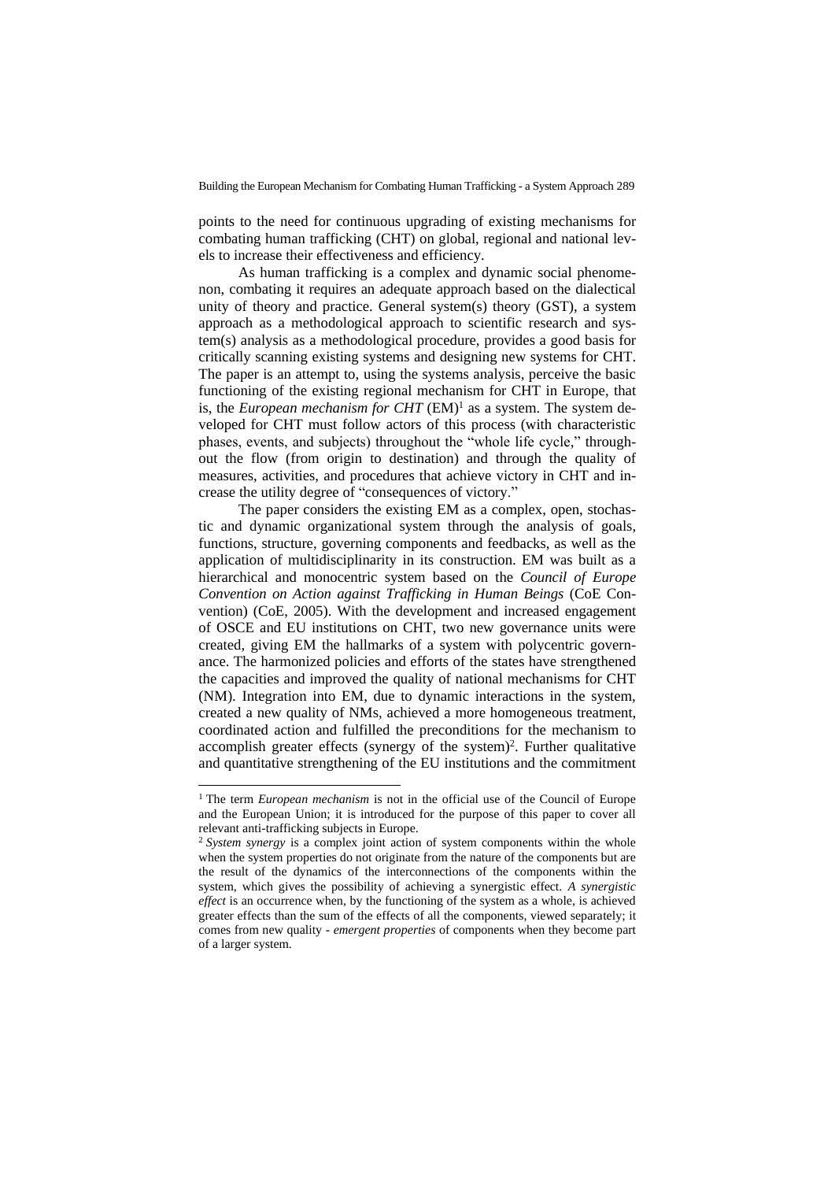points to the need for continuous upgrading of existing mechanisms for combating human trafficking (CHT) on global, regional and national levels to increase their effectiveness and efficiency.

As human trafficking is a complex and dynamic social phenomenon, combating it requires an adequate approach based on the dialectical unity of theory and practice. General system(s) theory (GST), a system approach as a methodological approach to scientific research and system(s) analysis as a methodological procedure, provides a good basis for critically scanning existing systems and designing new systems for CHT. The paper is an attempt to, using the systems analysis, perceive the basic functioning of the existing regional mechanism for CHT in Europe, that is, the *European mechanism for CHT* (EM)[1] as a system. The system developed for CHT must follow actors of this process (with characteristic phases, events, and subjects) throughout the "whole life cycle," throughout the flow (from origin to destination) and through the quality of measures, activities, and procedures that achieve victory in CHT and increase the utility degree of "consequences of victory."

The paper considers the existing EM as a complex, open, stochastic and dynamic organizational system through the analysis of goals, functions, structure, governing components and feedbacks, as well as the application of multidisciplinarity in its construction. EM was built as a hierarchical and monocentric system based on the *Council of Europe Convention on Action against Trafficking in Human Beings* (CoE Convention) (CoE, 2005). With the development and increased engagement of OSCE and EU institutions on CHT, two new governance units were created, giving EM the hallmarks of a system with polycentric governance. The harmonized policies and efforts of the states have strengthened the capacities and improved the quality of national mechanisms for CHT (NM). Integration into EM, due to dynamic interactions in the system, created a new quality of NMs, achieved a more homogeneous treatment, coordinated action and fulfilled the preconditions for the mechanism to accomplish greater effects (synergy of the system)[2]. Further qualitative and quantitative strengthening of the EU institutions and the commitment

---

[1] The term *European mechanism* is not in the official use of the Council of Europe and the European Union; it is introduced for the purpose of this paper to cover all relevant anti-trafficking subjects in Europe.

[2] *System synergy* is a complex joint action of system components within the whole when the system properties do not originate from the nature of the components but are the result of the dynamics of the interconnections of the components within the system, which gives the possibility of achieving a synergistic effect. *A synergistic effect* is an occurrence when, by the functioning of the system as a whole, is achieved greater effects than the sum of the effects of all the components, viewed separately; it comes from new quality - *emergent properties* of components when they become part of a larger system.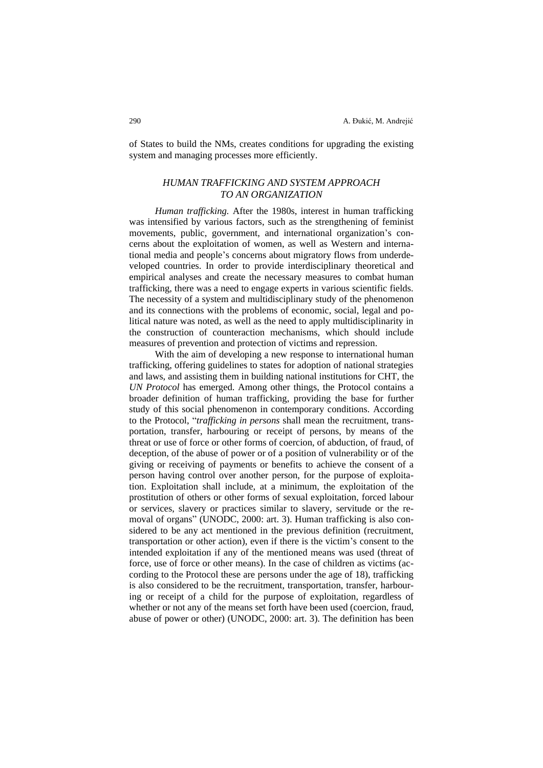of States to build the NMs, creates conditions for upgrading the existing system and managing processes more efficiently.

## *HUMAN TRAFFICKING AND SYSTEM APPROACH TO AN ORGANIZATION*

*Human trafficking.* After the 1980s, interest in human trafficking was intensified by various factors, such as the strengthening of feminist movements, public, government, and international organization's concerns about the exploitation of women, as well as Western and international media and people's concerns about migratory flows from underdeveloped countries. In order to provide interdisciplinary theoretical and empirical analyses and create the necessary measures to combat human trafficking, there was a need to engage experts in various scientific fields. The necessity of a system and multidisciplinary study of the phenomenon and its connections with the problems of economic, social, legal and political nature was noted, as well as the need to apply multidisciplinarity in the construction of counteraction mechanisms, which should include measures of prevention and protection of victims and repression.

With the aim of developing a new response to international human trafficking, offering guidelines to states for adoption of national strategies and laws, and assisting them in building national institutions for CHT, the *UN Protocol* has emerged. Among other things, the Protocol contains a broader definition of human trafficking, providing the base for further study of this social phenomenon in contemporary conditions. According to the Protocol, "*trafficking in persons* shall mean the recruitment, transportation, transfer, harbouring or receipt of persons, by means of the threat or use of force or other forms of coercion, of abduction, of fraud, of deception, of the abuse of power or of a position of vulnerability or of the giving or receiving of payments or benefits to achieve the consent of a person having control over another person, for the purpose of exploitation. Exploitation shall include, at a minimum, the exploitation of the prostitution of others or other forms of sexual exploitation, forced labour or services, slavery or practices similar to slavery, servitude or the removal of organs" (UNODC, 2000: art. 3). Human trafficking is also considered to be any act mentioned in the previous definition (recruitment, transportation or other action), even if there is the victim's consent to the intended exploitation if any of the mentioned means was used (threat of force, use of force or other means). In the case of children as victims (according to the Protocol these are persons under the age of 18), trafficking is also considered to be the recruitment, transportation, transfer, harbouring or receipt of a child for the purpose of exploitation, regardless of whether or not any of the means set forth have been used (coercion, fraud, abuse of power or other) (UNODC, 2000: art. 3). The definition has been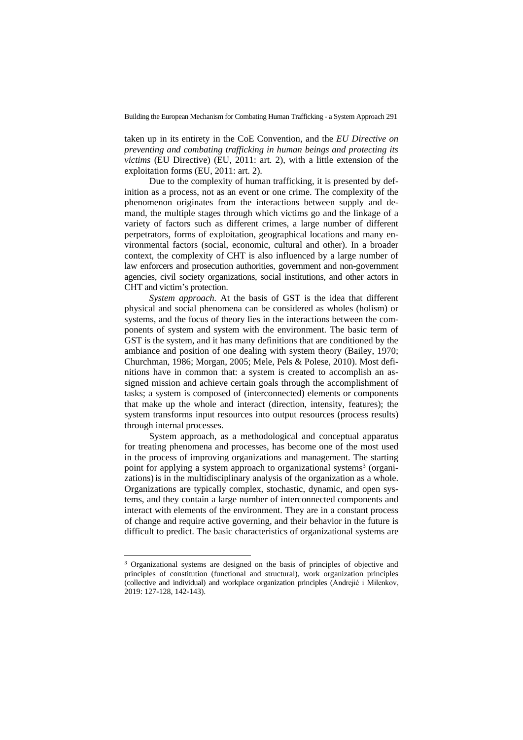taken up in its entirety in the CoE Convention, and the *EU Directive on preventing and combating trafficking in human beings and protecting its victims* (EU Directive) (EU, 2011: art. 2), with a little extension of the exploitation forms (EU, 2011: art. 2).

Due to the complexity of human trafficking, it is presented by definition as a process, not as an event or one crime. The complexity of the phenomenon originates from the interactions between supply and demand, the multiple stages through which victims go and the linkage of a variety of factors such as different crimes, a large number of different perpetrators, forms of exploitation, geographical locations and many environmental factors (social, economic, cultural and other). In a broader context, the complexity of CHT is also influenced by a large number of law enforcers and prosecution authorities, government and non-government agencies, civil society organizations, social institutions, and other actors in CHT and victim's protection.

*System approach.* At the basis of GST is the idea that different physical and social phenomena can be considered as wholes (holism) or systems, and the focus of theory lies in the interactions between the components of system and system with the environment. The basic term of GST is the system, and it has many definitions that are conditioned by the ambiance and position of one dealing with system theory (Bailey, 1970; Churchman, 1986; Morgan, 2005; Mele, Pels & Polese, 2010). Most definitions have in common that: a system is created to accomplish an assigned mission and achieve certain goals through the accomplishment of tasks; a system is composed of (interconnected) elements or components that make up the whole and interact (direction, intensity, features); the system transforms input resources into output resources (process results) through internal processes.

System approach, as a methodological and conceptual apparatus for treating phenomena and processes, has become one of the most used in the process of improving organizations and management. The starting point for applying a system approach to organizational systems[3] (organizations) is in the multidisciplinary analysis of the organization as a whole. Organizations are typically complex, stochastic, dynamic, and open systems, and they contain a large number of interconnected components and interact with elements of the environment. They are in a constant process of change and require active governing, and their behavior in the future is difficult to predict. The basic characteristics of organizational systems are

---

[3] Organizational systems are designed on the basis of principles of objective and principles of constitution (functional and structural), work organization principles (collective and individual) and workplace organization principles (Andrejić i Milenkov, 2019: 127-128, 142-143).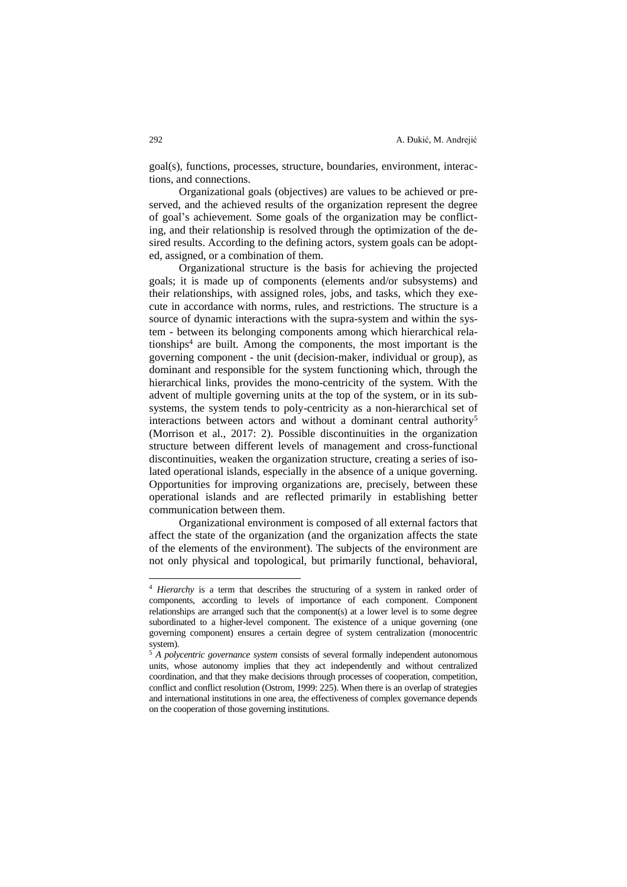goal(s), functions, processes, structure, boundaries, environment, interactions, and connections.

Organizational goals (objectives) are values to be achieved or preserved, and the achieved results of the organization represent the degree of goal's achievement. Some goals of the organization may be conflicting, and their relationship is resolved through the optimization of the desired results. According to the defining actors, system goals can be adopted, assigned, or a combination of them.

Organizational structure is the basis for achieving the projected goals; it is made up of components (elements and/or subsystems) and their relationships, with assigned roles, jobs, and tasks, which they execute in accordance with norms, rules, and restrictions. The structure is a source of dynamic interactions with the supra-system and within the system - between its belonging components among which hierarchical relationships[4] are built. Among the components, the most important is the governing component - the unit (decision-maker, individual or group), as dominant and responsible for the system functioning which, through the hierarchical links, provides the mono-centricity of the system. With the advent of multiple governing units at the top of the system, or in its subsystems, the system tends to poly-centricity as a non-hierarchical set of interactions between actors and without a dominant central authority[5] (Morrison et al., 2017: 2). Possible discontinuities in the organization structure between different levels of management and cross-functional discontinuities, weaken the organization structure, creating a series of isolated operational islands, especially in the absence of a unique governing. Opportunities for improving organizations are, precisely, between these operational islands and are reflected primarily in establishing better communication between them.

Organizational environment is composed of all external factors that affect the state of the organization (and the organization affects the state of the elements of the environment). The subjects of the environment are not only physical and topological, but primarily functional, behavioral,

---

[4] *Hierarchy* is a term that describes the structuring of a system in ranked order of components, according to levels of importance of each component. Component relationships are arranged such that the component(s) at a lower level is to some degree subordinated to a higher-level component. The existence of a unique governing (one governing component) ensures a certain degree of system centralization (monocentric system).

[5] *A polycentric governance system* consists of several formally independent autonomous units, whose autonomy implies that they act independently and without centralized coordination, and that they make decisions through processes of cooperation, competition, conflict and conflict resolution (Ostrom, 1999: 225). When there is an overlap of strategies and international institutions in one area, the effectiveness of complex governance depends on the cooperation of those governing institutions.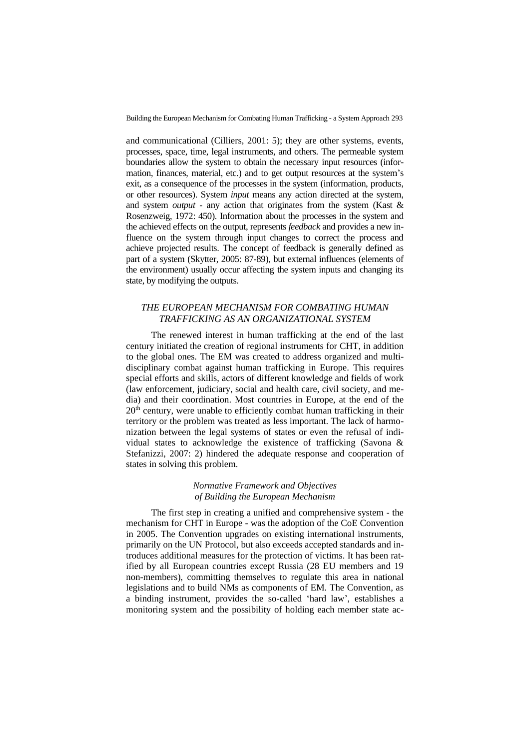and communicational (Cilliers, 2001: 5); they are other systems, events, processes, space, time, legal instruments, and others. The permeable system boundaries allow the system to obtain the necessary input resources (information, finances, material, etc.) and to get output resources at the system's exit, as a consequence of the processes in the system (information, products, or other resources). System *input* means any action directed at the system, and system *output* - any action that originates from the system (Kast & Rosenzweig, 1972: 450). Information about the processes in the system and the achieved effects on the output, represents *feedback* and provides a new influence on the system through input changes to correct the process and achieve projected results. The concept of feedback is generally defined as part of a system (Skytter, 2005: 87-89), but external influences (elements of the environment) usually occur affecting the system inputs and changing its state, by modifying the outputs.

## *THE EUROPEAN MECHANISM FOR COMBATING HUMAN TRAFFICKING AS AN ORGANIZATIONAL SYSTEM*

The renewed interest in human trafficking at the end of the last century initiated the creation of regional instruments for CHT, in addition to the global ones. The EM was created to address organized and multidisciplinary combat against human trafficking in Europe. This requires special efforts and skills, actors of different knowledge and fields of work (law enforcement, judiciary, social and health care, civil society, and media) and their coordination. Most countries in Europe, at the end of the 20th century, were unable to efficiently combat human trafficking in their territory or the problem was treated as less important. The lack of harmonization between the legal systems of states or even the refusal of individual states to acknowledge the existence of trafficking (Savona & Stefanizzi, 2007: 2) hindered the adequate response and cooperation of states in solving this problem.

### *Normative Framework and Objectives of Building the European Mechanism*

The first step in creating a unified and comprehensive system - the mechanism for CHT in Europe - was the adoption of the CoE Convention in 2005. The Convention upgrades on existing international instruments, primarily on the UN Protocol, but also exceeds accepted standards and introduces additional measures for the protection of victims. It has been ratified by all European countries except Russia (28 EU members and 19 non-members), committing themselves to regulate this area in national legislations and to build NMs as components of EM. The Convention, as a binding instrument, provides the so-called 'hard law', establishes a monitoring system and the possibility of holding each member state ac-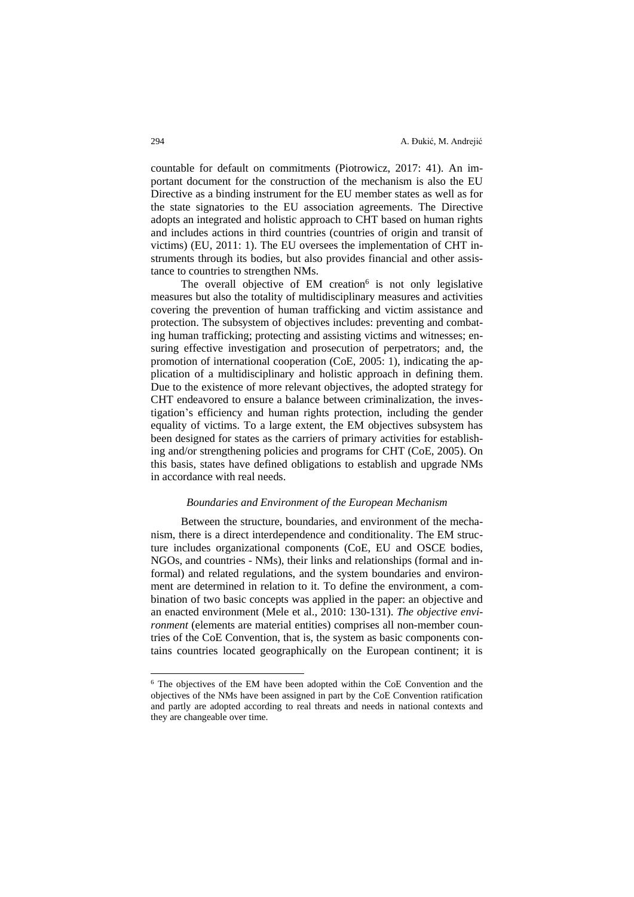countable for default on commitments (Piotrowicz, 2017: 41). An important document for the construction of the mechanism is also the EU Directive as a binding instrument for the EU member states as well as for the state signatories to the EU association agreements. The Directive adopts an integrated and holistic approach to CHT based on human rights and includes actions in third countries (countries of origin and transit of victims) (EU, 2011: 1). The EU oversees the implementation of CHT instruments through its bodies, but also provides financial and other assistance to countries to strengthen NMs.

The overall objective of EM creation[6] is not only legislative measures but also the totality of multidisciplinary measures and activities covering the prevention of human trafficking and victim assistance and protection. The subsystem of objectives includes: preventing and combating human trafficking; protecting and assisting victims and witnesses; ensuring effective investigation and prosecution of perpetrators; and, the promotion of international cooperation (CoE, 2005: 1), indicating the application of a multidisciplinary and holistic approach in defining them. Due to the existence of more relevant objectives, the adopted strategy for CHT endeavored to ensure a balance between criminalization, the investigation's efficiency and human rights protection, including the gender equality of victims. To a large extent, the EM objectives subsystem has been designed for states as the carriers of primary activities for establishing and/or strengthening policies and programs for CHT (CoE, 2005). On this basis, states have defined obligations to establish and upgrade NMs in accordance with real needs.

*Boundaries and Environment of the European Mechanism*

Between the structure, boundaries, and environment of the mechanism, there is a direct interdependence and conditionality. The EM structure includes organizational components (CoE, EU and OSCE bodies, NGOs, and countries - NMs), their links and relationships (formal and informal) and related regulations, and the system boundaries and environment are determined in relation to it. To define the environment, a combination of two basic concepts was applied in the paper: an objective and an enacted environment (Mele et al., 2010: 130-131). *The objective environment* (elements are material entities) comprises all non-member countries of the CoE Convention, that is, the system as basic components contains countries located geographically on the European continent; it is

[6] The objectives of the EM have been adopted within the CoE Convention and the objectives of the NMs have been assigned in part by the CoE Convention ratification and partly are adopted according to real threats and needs in national contexts and they are changeable over time.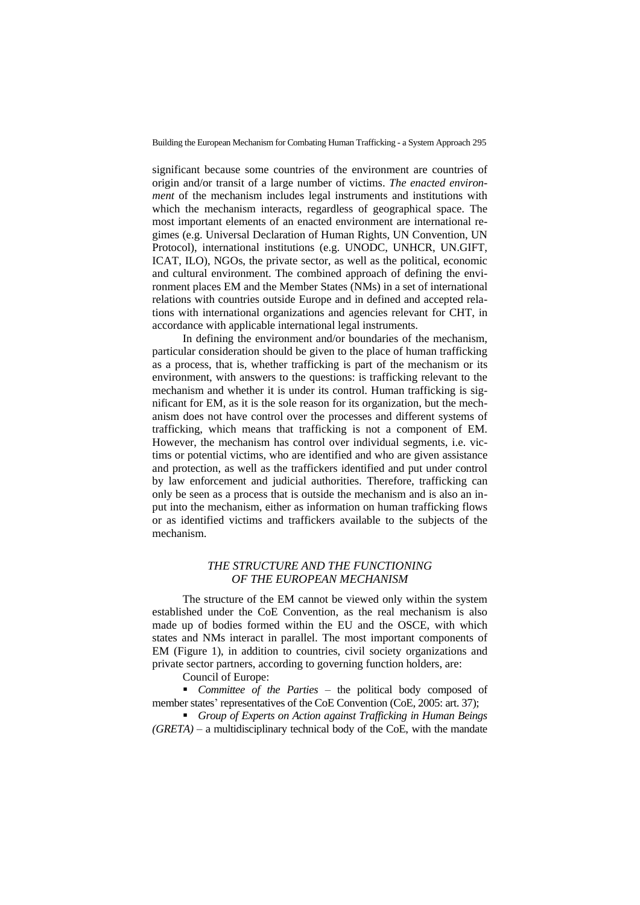significant because some countries of the environment are countries of origin and/or transit of a large number of victims. *The enacted environment* of the mechanism includes legal instruments and institutions with which the mechanism interacts, regardless of geographical space. The most important elements of an enacted environment are international regimes (e.g. Universal Declaration of Human Rights, UN Convention, UN Protocol), international institutions (e.g. UNODC, UNHCR, UN.GIFT, ICAT, ILO), NGOs, the private sector, as well as the political, economic and cultural environment. The combined approach of defining the environment places EM and the Member States (NMs) in a set of international relations with countries outside Europe and in defined and accepted relations with international organizations and agencies relevant for CHT, in accordance with applicable international legal instruments.

In defining the environment and/or boundaries of the mechanism, particular consideration should be given to the place of human trafficking as a process, that is, whether trafficking is part of the mechanism or its environment, with answers to the questions: is trafficking relevant to the mechanism and whether it is under its control. Human trafficking is significant for EM, as it is the sole reason for its organization, but the mechanism does not have control over the processes and different systems of trafficking, which means that trafficking is not a component of EM. However, the mechanism has control over individual segments, i.e. victims or potential victims, who are identified and who are given assistance and protection, as well as the traffickers identified and put under control by law enforcement and judicial authorities. Therefore, trafficking can only be seen as a process that is outside the mechanism and is also an input into the mechanism, either as information on human trafficking flows or as identified victims and traffickers available to the subjects of the mechanism.

## *THE STRUCTURE AND THE FUNCTIONING OF THE EUROPEAN MECHANISM*

The structure of the EM cannot be viewed only within the system established under the CoE Convention, as the real mechanism is also made up of bodies formed within the EU and the OSCE, with which states and NMs interact in parallel. The most important components of EM (Figure 1), in addition to countries, civil society organizations and private sector partners, according to governing function holders, are:

Council of Europe:

- *Committee of the Parties* – the political body composed of member states' representatives of the CoE Convention (CoE, 2005: art. 37);
- *Group of Experts on Action against Trafficking in Human Beings (GRETA)* – a multidisciplinary technical body of the CoE, with the mandate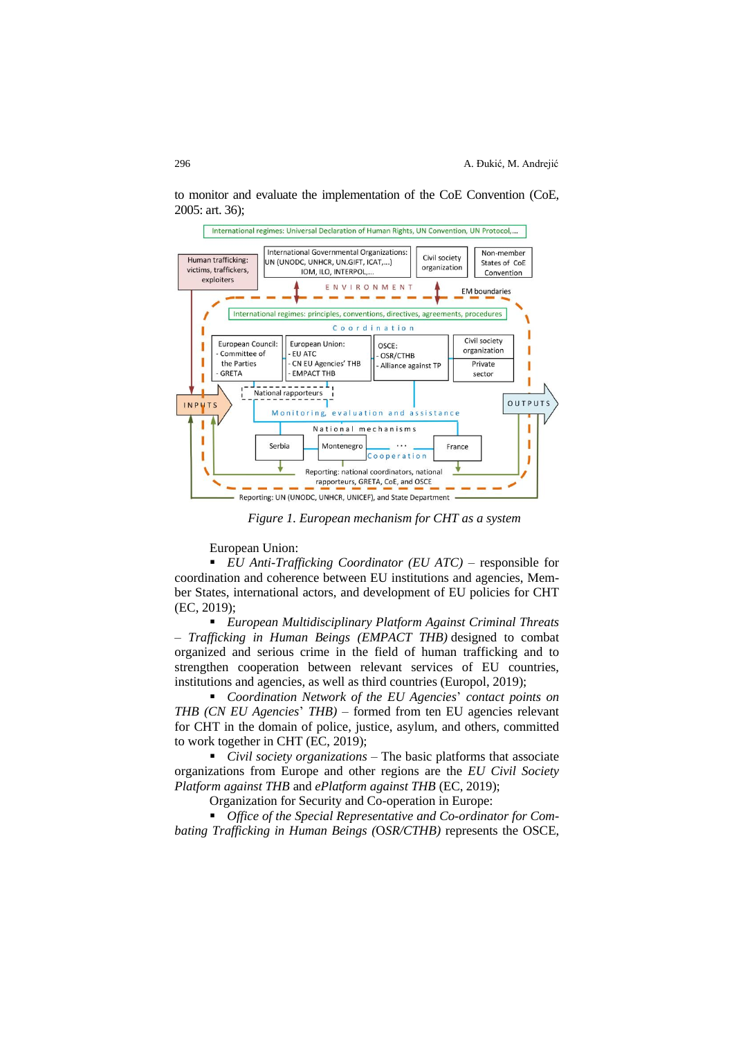to monitor and evaluate the implementation of the CoE Convention (CoE, 2005: art. 36);

*Figure 1. European mechanism for CHT as a system*

European Union:

- *EU Anti-Trafficking Coordinator (EU ATC)* – responsible for coordination and coherence between EU institutions and agencies, Member States, international actors, and development of EU policies for CHT (EC, 2019);
- *European Multidisciplinary Platform Against Criminal Threats – Trafficking in Human Beings (EMPACT THB)* designed to combat organized and serious crime in the field of human trafficking and to strengthen cooperation between relevant services of EU countries, institutions and agencies, as well as third countries (Europol, 2019);
- *Coordination Network of the EU Agencies' contact points on THB (CN EU Agencies' THB)* – formed from ten EU agencies relevant for CHT in the domain of police, justice, asylum, and others, committed to work together in CHT (EC, 2019);
- *Civil society organizations* – The basic platforms that associate organizations from Europe and other regions are the *EU Civil Society Platform against THB* and *ePlatform against THB* (EC, 2019);

Organization for Security and Co-operation in Europe:

- *Office of the Special Representative and Co-ordinator for Combating Trafficking in Human Beings (OSR/CTHB)* represents the OSCE,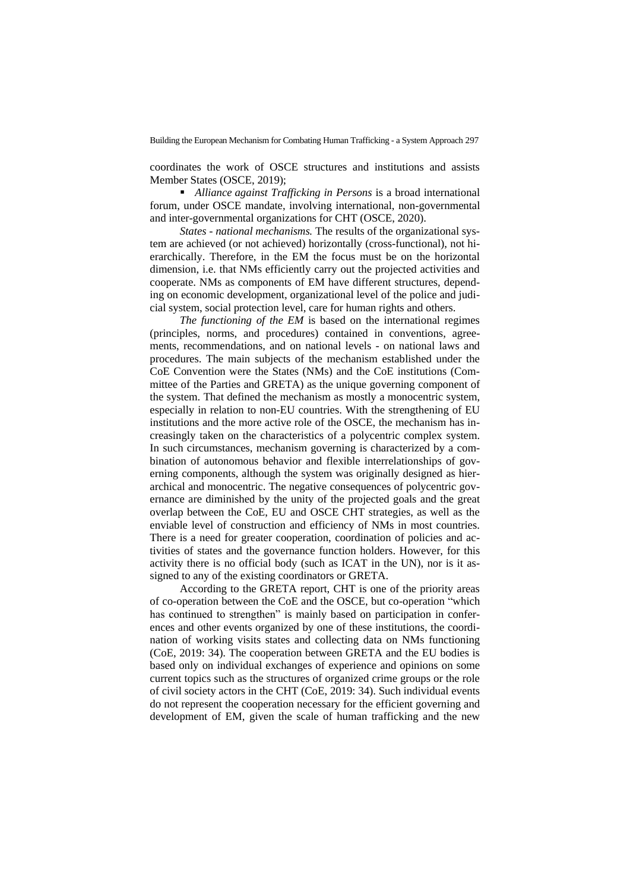coordinates the work of OSCE structures and institutions and assists Member States (OSCE, 2019);

- *Alliance against Trafficking in Persons* is a broad international forum, under OSCE mandate, involving international, non-governmental and inter-governmental organizations for CHT (OSCE, 2020).

*States - national mechanisms.* The results of the organizational system are achieved (or not achieved) horizontally (cross-functional), not hierarchically. Therefore, in the EM the focus must be on the horizontal dimension, i.e. that NMs efficiently carry out the projected activities and cooperate. NMs as components of EM have different structures, depending on economic development, organizational level of the police and judicial system, social protection level, care for human rights and others.

*The functioning of the EM* is based on the international regimes (principles, norms, and procedures) contained in conventions, agreements, recommendations, and on national levels - on national laws and procedures. The main subjects of the mechanism established under the CoE Convention were the States (NMs) and the CoE institutions (Committee of the Parties and GRETA) as the unique governing component of the system. That defined the mechanism as mostly a monocentric system, especially in relation to non-EU countries. With the strengthening of EU institutions and the more active role of the OSCE, the mechanism has increasingly taken on the characteristics of a polycentric complex system. In such circumstances, mechanism governing is characterized by a combination of autonomous behavior and flexible interrelationships of governing components, although the system was originally designed as hierarchical and monocentric. The negative consequences of polycentric governance are diminished by the unity of the projected goals and the great overlap between the CoE, EU and OSCE CHT strategies, as well as the enviable level of construction and efficiency of NMs in most countries. There is a need for greater cooperation, coordination of policies and activities of states and the governance function holders. However, for this activity there is no official body (such as ICAT in the UN), nor is it assigned to any of the existing coordinators or GRETA.

According to the GRETA report, CHT is one of the priority areas of co-operation between the CoE and the OSCE, but co-operation "which has continued to strengthen" is mainly based on participation in conferences and other events organized by one of these institutions, the coordination of working visits states and collecting data on NMs functioning (CoE, 2019: 34). The cooperation between GRETA and the EU bodies is based only on individual exchanges of experience and opinions on some current topics such as the structures of organized crime groups or the role of civil society actors in the CHT (CoE, 2019: 34). Such individual events do not represent the cooperation necessary for the efficient governing and development of EM, given the scale of human trafficking and the new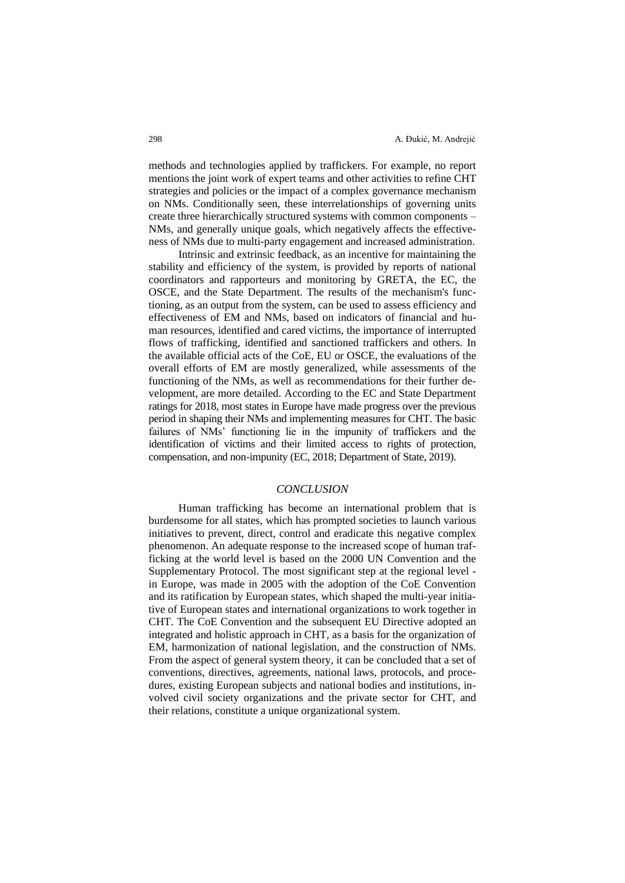methods and technologies applied by traffickers. For example, no report mentions the joint work of expert teams and other activities to refine CHT strategies and policies or the impact of a complex governance mechanism on NMs. Conditionally seen, these interrelationships of governing units create three hierarchically structured systems with common components – NMs, and generally unique goals, which negatively affects the effectiveness of NMs due to multi-party engagement and increased administration.

Intrinsic and extrinsic feedback, as an incentive for maintaining the stability and efficiency of the system, is provided by reports of national coordinators and rapporteurs and monitoring by GRETA, the EC, the OSCE, and the State Department. The results of the mechanism's functioning, as an output from the system, can be used to assess efficiency and effectiveness of EM and NMs, based on indicators of financial and human resources, identified and cared victims, the importance of interrupted flows of trafficking, identified and sanctioned traffickers and others. In the available official acts of the CoE, EU or OSCE, the evaluations of the overall efforts of EM are mostly generalized, while assessments of the functioning of the NMs, as well as recommendations for their further development, are more detailed. According to the EC and State Department ratings for 2018, most states in Europe have made progress over the previous period in shaping their NMs and implementing measures for CHT. The basic failures of NMs' functioning lie in the impunity of traffickers and the identification of victims and their limited access to rights of protection, compensation, and non-impunity (EC, 2018; Department of State, 2019).

## *CONCLUSION*

Human trafficking has become an international problem that is burdensome for all states, which has prompted societies to launch various initiatives to prevent, direct, control and eradicate this negative complex phenomenon. An adequate response to the increased scope of human trafficking at the world level is based on the 2000 UN Convention and the Supplementary Protocol. The most significant step at the regional level - in Europe, was made in 2005 with the adoption of the CoE Convention and its ratification by European states, which shaped the multi-year initiative of European states and international organizations to work together in CHT. The CoE Convention and the subsequent EU Directive adopted an integrated and holistic approach in CHT, as a basis for the organization of EM, harmonization of national legislation, and the construction of NMs. From the aspect of general system theory, it can be concluded that a set of conventions, directives, agreements, national laws, protocols, and procedures, existing European subjects and national bodies and institutions, involved civil society organizations and the private sector for CHT, and their relations, constitute a unique organizational system.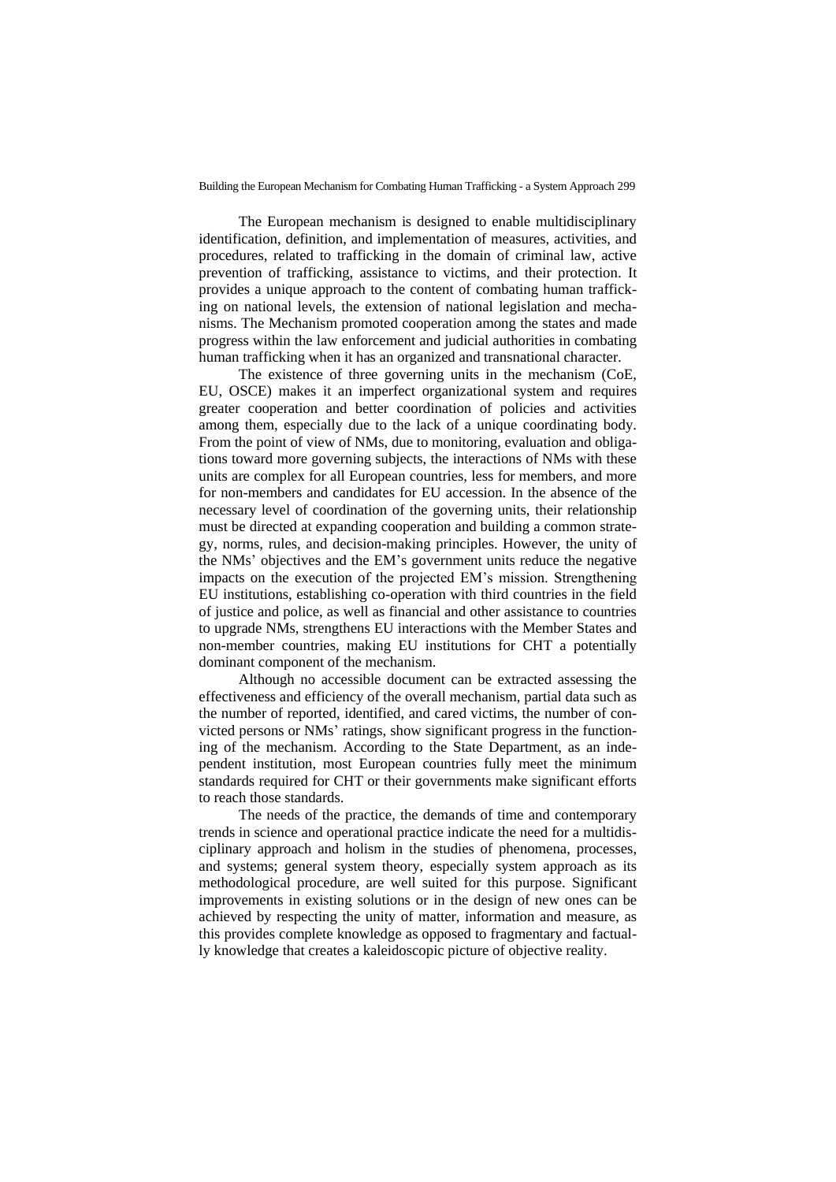The European mechanism is designed to enable multidisciplinary identification, definition, and implementation of measures, activities, and procedures, related to trafficking in the domain of criminal law, active prevention of trafficking, assistance to victims, and their protection. It provides a unique approach to the content of combating human trafficking on national levels, the extension of national legislation and mechanisms. The Mechanism promoted cooperation among the states and made progress within the law enforcement and judicial authorities in combating human trafficking when it has an organized and transnational character.

The existence of three governing units in the mechanism (CoE, EU, OSCE) makes it an imperfect organizational system and requires greater cooperation and better coordination of policies and activities among them, especially due to the lack of a unique coordinating body. From the point of view of NMs, due to monitoring, evaluation and obligations toward more governing subjects, the interactions of NMs with these units are complex for all European countries, less for members, and more for non-members and candidates for EU accession. In the absence of the necessary level of coordination of the governing units, their relationship must be directed at expanding cooperation and building a common strategy, norms, rules, and decision-making principles. However, the unity of the NMs' objectives and the EM's government units reduce the negative impacts on the execution of the projected EM's mission. Strengthening EU institutions, establishing co-operation with third countries in the field of justice and police, as well as financial and other assistance to countries to upgrade NMs, strengthens EU interactions with the Member States and non-member countries, making EU institutions for CHT a potentially dominant component of the mechanism.

Although no accessible document can be extracted assessing the effectiveness and efficiency of the overall mechanism, partial data such as the number of reported, identified, and cared victims, the number of convicted persons or NMs' ratings, show significant progress in the functioning of the mechanism. According to the State Department, as an independent institution, most European countries fully meet the minimum standards required for CHT or their governments make significant efforts to reach those standards.

The needs of the practice, the demands of time and contemporary trends in science and operational practice indicate the need for a multidisciplinary approach and holism in the studies of phenomena, processes, and systems; general system theory, especially system approach as its methodological procedure, are well suited for this purpose. Significant improvements in existing solutions or in the design of new ones can be achieved by respecting the unity of matter, information and measure, as this provides complete knowledge as opposed to fragmentary and factually knowledge that creates a kaleidoscopic picture of objective reality.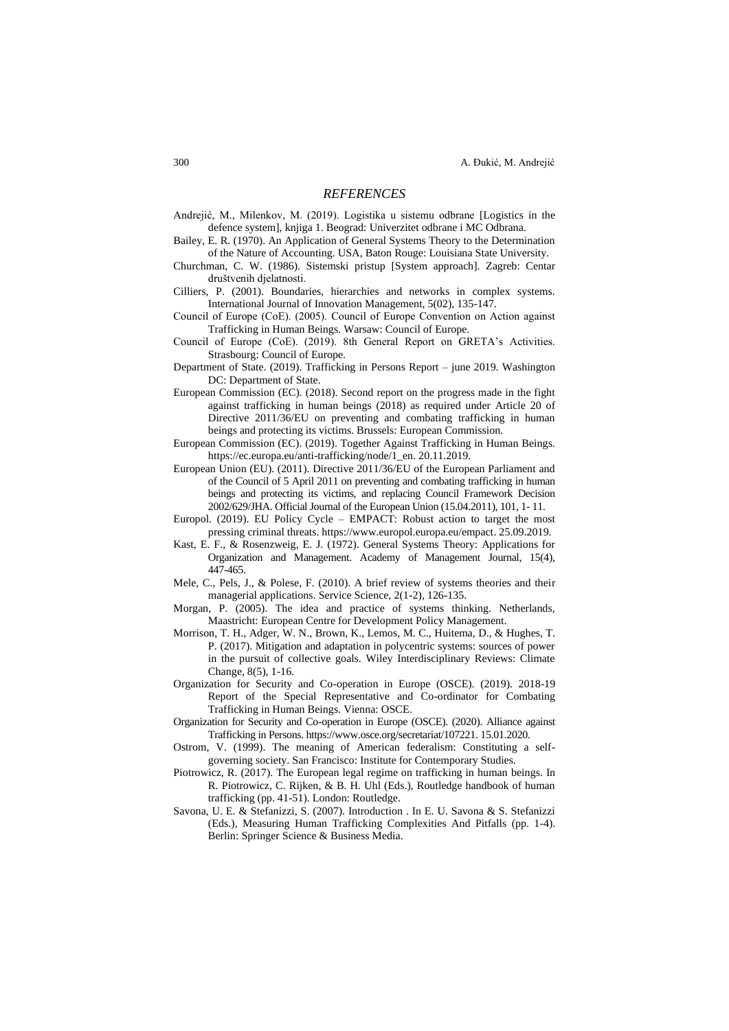## *REFERENCES*

Andrejić, M., Milenkov, M. (2019). Logistika u sistemu odbrane [Logistics in the defence system], knjiga 1. Beograd: Univerzitet odbrane i MC Odbrana.

Bailey, E. R. (1970). An Application of General Systems Theory to the Determination of the Nature of Accounting. USA, Baton Rouge: Louisiana State University.

Churchman, C. W. (1986). Sistemski pristup [System approach]. Zagreb: Centar društvenih djelatnosti.

Cilliers, P. (2001). Boundaries, hierarchies and networks in complex systems. International Journal of Innovation Management, 5(02), 135-147.

Council of Europe (CoE). (2005). Council of Europe Convention on Action against Trafficking in Human Beings. Warsaw: Council of Europe.

Council of Europe (CoE). (2019). 8th General Report on GRETA's Activities. Strasbourg: Council of Europe.

Department of State. (2019). Trafficking in Persons Report – june 2019. Washington DC: Department of State.

European Commission (EC). (2018). Second report on the progress made in the fight against trafficking in human beings (2018) as required under Article 20 of Directive 2011/36/EU on preventing and combating trafficking in human beings and protecting its victims. Brussels: European Commission.

European Commission (EC). (2019). Together Against Trafficking in Human Beings. https://ec.europa.eu/anti-trafficking/node/1_en. 20.11.2019.

European Union (EU). (2011). Directive 2011/36/EU of the European Parliament and of the Council of 5 April 2011 on preventing and combating trafficking in human beings and protecting its victims, and replacing Council Framework Decision 2002/629/JHA. Official Journal of the European Union (15.04.2011), 101, 1- 11.

Europol. (2019). EU Policy Cycle – EMPACT: Robust action to target the most pressing criminal threats. https://www.europol.europa.eu/empact. 25.09.2019.

Kast, E. F., & Rosenzweig, E. J. (1972). General Systems Theory: Applications for Organization and Management. Academy of Management Journal, 15(4), 447-465.

Mele, C., Pels, J., & Polese, F. (2010). A brief review of systems theories and their managerial applications. Service Science, 2(1-2), 126-135.

Morgan, P. (2005). The idea and practice of systems thinking. Netherlands, Maastricht: European Centre for Development Policy Management.

Morrison, T. H., Adger, W. N., Brown, K., Lemos, M. C., Huitema, D., & Hughes, T. P. (2017). Mitigation and adaptation in polycentric systems: sources of power in the pursuit of collective goals. Wiley Interdisciplinary Reviews: Climate Change, 8(5), 1-16.

Organization for Security and Co-operation in Europe (OSCE). (2019). 2018-19 Report of the Special Representative and Co-ordinator for Combating Trafficking in Human Beings. Vienna: OSCE.

Organization for Security and Co-operation in Europe (OSCE). (2020). Alliance against Trafficking in Persons. https://www.osce.org/secretariat/107221. 15.01.2020.

Ostrom, V. (1999). The meaning of American federalism: Constituting a self-governing society. San Francisco: Institute for Contemporary Studies.

Piotrowicz, R. (2017). The European legal regime on trafficking in human beings. In R. Piotrowicz, C. Rijken, & B. H. Uhl (Eds.), Routledge handbook of human trafficking (pp. 41-51). London: Routledge.

Savona, U. E. & Stefanizzi, S. (2007). Introduction . In E. U. Savona & S. Stefanizzi (Eds.), Measuring Human Trafficking Complexities And Pitfalls (pp. 1-4). Berlin: Springer Science & Business Media.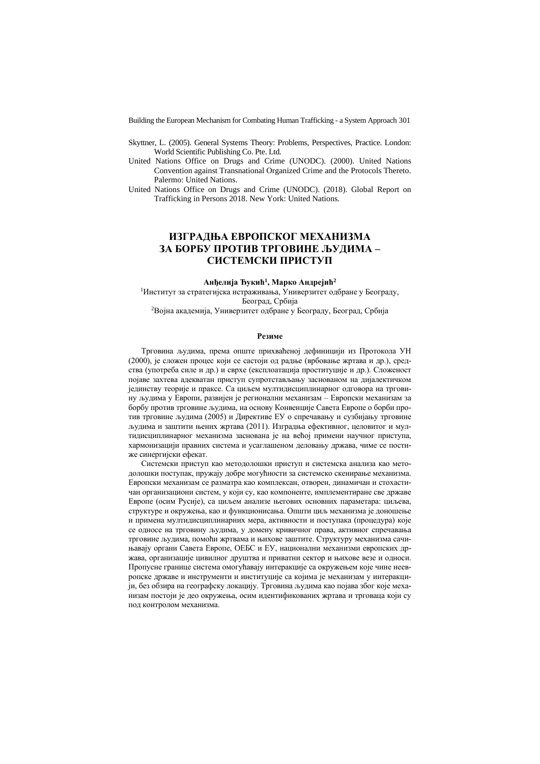Skyttner, L. (2005). General Systems Theory: Problems, Perspectives, Practice. London: World Scientific Publishing Co. Pte. Ltd.

United Nations Office on Drugs and Crime (UNODC). (2000). United Nations Convention against Transnational Organized Crime and the Protocols Thereto. Palermo: United Nations.

United Nations Office on Drugs and Crime (UNODC). (2018). Global Report on Trafficking in Persons 2018. New York: United Nations.

# ИЗГРАДЊА ЕВРОПСКОГ МЕХАНИЗМА ЗА БОРБУ ПРОТИВ ТРГОВИНЕ ЉУДИМА – СИСТЕМСКИ ПРИСТУП

**Анђелија Ђукић[1], Марко Андрејић[2]**

[1]Институт за стратегијска истраживања, Универзитет одбране у Београду, Београд, Србија

[2]Војна академија, Универзитет одбране у Београду, Београд, Србија

**Резиме**

Трговина људима, према опште прихваћеној дефиницији из Протокола УН (2000), је сложен процес који се састоји од радње (врбовање жртава и др.), средства (употреба силе и др.) и сврхе (експлоатација проституције и др.). Сложеност појаве захтева адекватан приступ супротстављању заснованом на дијалектичком јединству теорије и праксе. Са циљем мултидисциплинарног одговора на трговину људима у Европи, развијен је регионални механизам – Европски механизам за борбу против трговине људима, на основу Конвенције Савета Европе о борби против трговине људима (2005) и Директиве ЕУ о спречавању и сузбијању трговине људима и заштити њених жртава (2011). Изградња ефективног, целовитог и мултидисциплинарног механизма заснована је на већој примени научног приступа, хармонизацији правних система и усаглашеном деловању држава, чиме се постиже синергијски ефекат.

Системски приступ као методолошки приступ и системска анализа као методолошки поступак, пружају добре могућности за системско скенирање механизма. Европски механизам се разматра као комплексан, отворен, динамичан и стохастичан организациони систем, у који су, као компоненте, имплементиране све државе Европе (осим Русије), са циљем анализе његових основних параметара: циљева, структуре и окружења, као и функционисања. Општи циљ механизма је доношење и примена мултидисциплинарних мера, активности и поступака (процедура) које се односе на трговину људима, у домену кривичног права, активног спречавања трговине људима, помоћи жртвама и њихове заштите. Структуру механизма сачињавају органи Савета Европе, ОЕБС и ЕУ, национални механизми европских држава, организације цивилног друштва и приватни сектор и њихове везе и односи. Пропусне границе система омогућавају интеракције са окружењем које чине неевропске државе и инструменти и институције са којима је механизам у интеракцији, без обзира на географску локацију. Трговина људима као појава због које механизам постоји је део окружења, осим идентификованих жртава и трговаца који су под контролом механизма.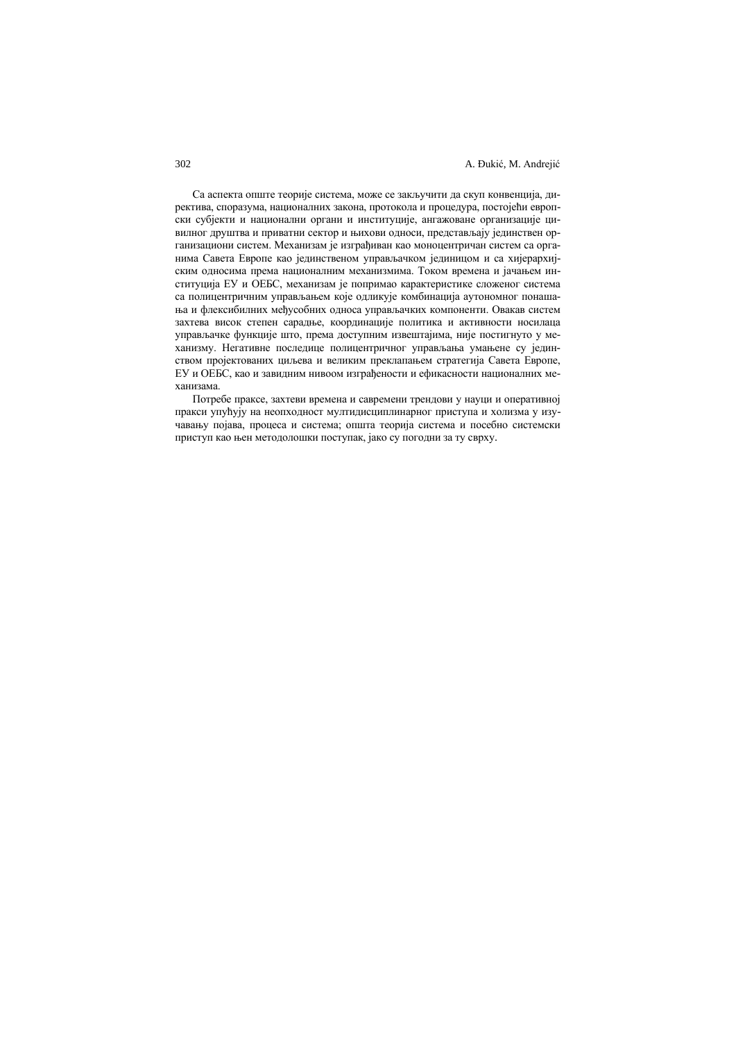Са аспекта опште теорије система, може се закључити да скуп конвенција, директива, споразума, националних закона, протокола и процедура, постојећи европски субјекти и национални органи и институције, ангажоване организације цивилног друштва и приватни сектор и њихови односи, представљају јединствен организациони систем. Механизам је изграђиван као моноцентричан систем са органима Савета Европе као јединственом управљачком јединицом и са хијерархијским односима према националним механизмима. Током времена и јачањем институција ЕУ и ОЕБС, механизам је попримао карактеристике сложеног система са полицентричним управљањем које одликује комбинација аутономног понашања и флексибилних међусобних односа управљачких компоненти. Овакав систем захтева висок степен сарадње, координације политика и активности носилаца управљачке функције што, према доступним извештајима, није постигнуто у механизму. Негативне последице полицентричног управљања умањене су јединством пројектованих циљева и великим преклапањем стратегија Савета Европе, ЕУ и ОЕБС, као и завидним нивоом изграђености и ефикасности националних механизама.

Потребе праксе, захтеви времена и савремени трендови у науци и оперативној пракси упућују на неопходност мултидисциплинарног приступа и холизма у изучавању појава, процеса и система; општа теорија система и посебно системски приступ као њен методолошки поступак, јако су погодни за ту сврху.